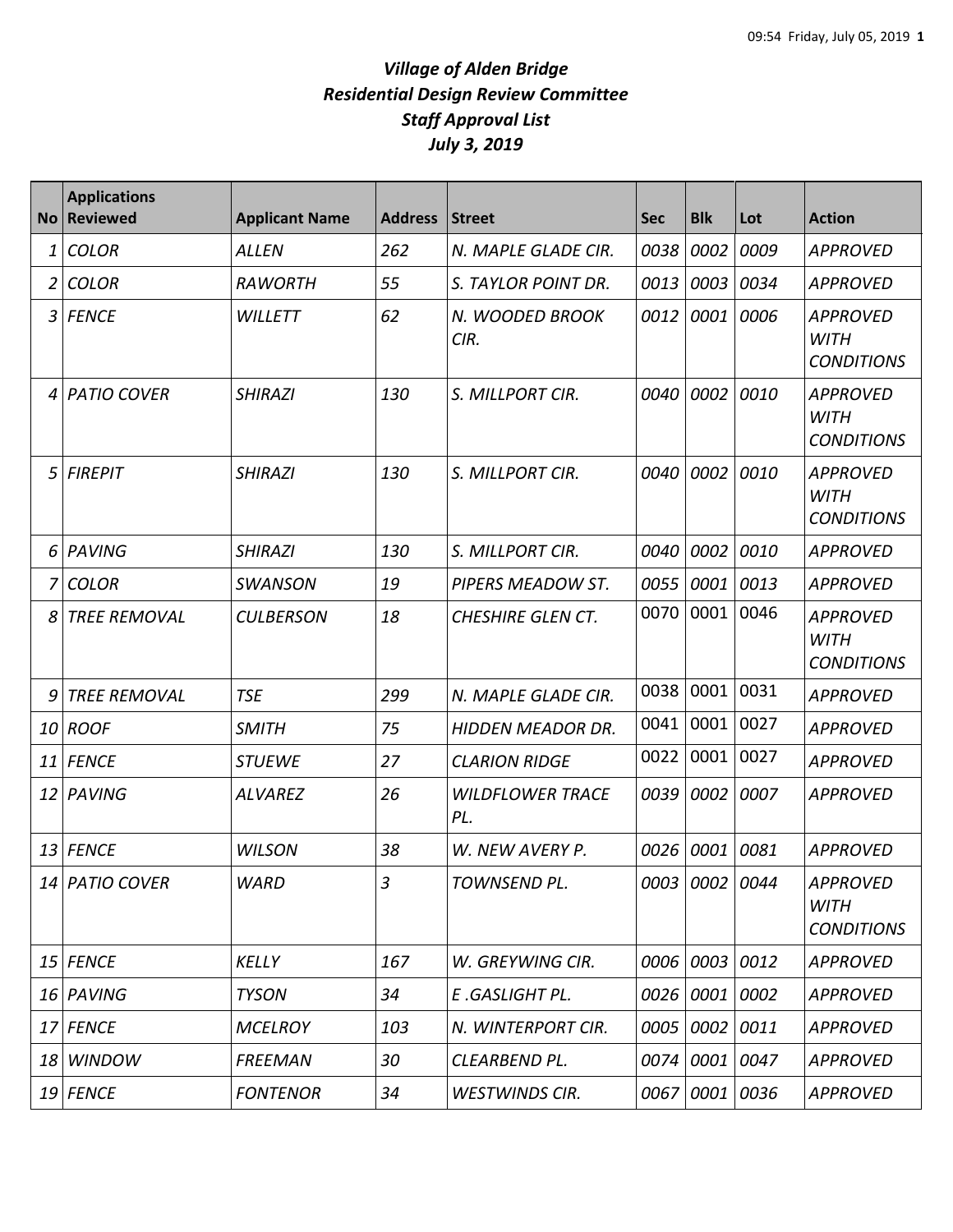# *Village of Alden Bridge*
# *Residential Design Review Committee*
# *Staff Approval List*
# *July 3, 2019*

| No | Applications Reviewed | Applicant Name | Address | Street | Sec | Blk | Lot | Action |
|---|---|---|---|---|---|---|---|---|
| 1 | COLOR | ALLEN | 262 | N. MAPLE GLADE CIR. | 0038 | 0002 | 0009 | APPROVED |
| 2 | COLOR | RAWORTH | 55 | S. TAYLOR POINT DR. | 0013 | 0003 | 0034 | APPROVED |
| 3 | FENCE | WILLETT | 62 | N. WOODED BROOK CIR. | 0012 | 0001 | 0006 | APPROVED WITH CONDITIONS |
| 4 | PATIO COVER | SHIRAZI | 130 | S. MILLPORT CIR. | 0040 | 0002 | 0010 | APPROVED WITH CONDITIONS |
| 5 | FIREPIT | SHIRAZI | 130 | S. MILLPORT CIR. | 0040 | 0002 | 0010 | APPROVED WITH CONDITIONS |
| 6 | PAVING | SHIRAZI | 130 | S. MILLPORT CIR. | 0040 | 0002 | 0010 | APPROVED |
| 7 | COLOR | SWANSON | 19 | PIPERS MEADOW ST. | 0055 | 0001 | 0013 | APPROVED |
| 8 | TREE REMOVAL | CULBERSON | 18 | CHESHIRE GLEN CT. | 0070 | 0001 | 0046 | APPROVED WITH CONDITIONS |
| 9 | TREE REMOVAL | TSE | 299 | N. MAPLE GLADE CIR. | 0038 | 0001 | 0031 | APPROVED |
| 10 | ROOF | SMITH | 75 | HIDDEN MEADOR DR. | 0041 | 0001 | 0027 | APPROVED |
| 11 | FENCE | STUEWE | 27 | CLARION RIDGE | 0022 | 0001 | 0027 | APPROVED |
| 12 | PAVING | ALVAREZ | 26 | WILDFLOWER TRACE PL. | 0039 | 0002 | 0007 | APPROVED |
| 13 | FENCE | WILSON | 38 | W. NEW AVERY P. | 0026 | 0001 | 0081 | APPROVED |
| 14 | PATIO COVER | WARD | 3 | TOWNSEND PL. | 0003 | 0002 | 0044 | APPROVED WITH CONDITIONS |
| 15 | FENCE | KELLY | 167 | W. GREYWING CIR. | 0006 | 0003 | 0012 | APPROVED |
| 16 | PAVING | TYSON | 34 | E .GASLIGHT PL. | 0026 | 0001 | 0002 | APPROVED |
| 17 | FENCE | MCELROY | 103 | N. WINTERPORT CIR. | 0005 | 0002 | 0011 | APPROVED |
| 18 | WINDOW | FREEMAN | 30 | CLEARBEND PL. | 0074 | 0001 | 0047 | APPROVED |
| 19 | FENCE | FONTENOR | 34 | WESTWINDS CIR. | 0067 | 0001 | 0036 | APPROVED |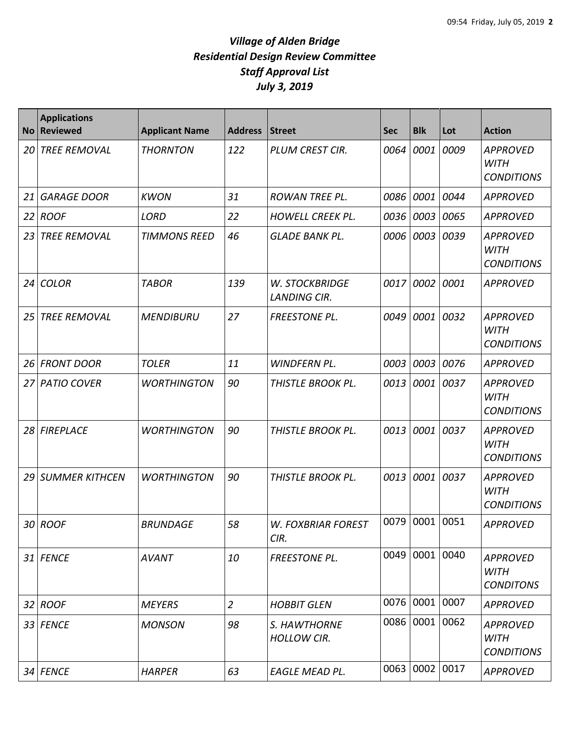# *Village of Alden Bridge*
# *Residential Design Review Committee*
# *Staff Approval List*
# *July 3, 2019*

| No | Applications Reviewed | Applicant Name | Address | Street | Sec | Blk | Lot | Action |
|---|---|---|---|---|---|---|---|---|
| *20* | *TREE REMOVAL* | *THORNTON* | *122* | *PLUM CREST CIR.* | *0064* | *0001* | *0009* | *APPROVED WITH CONDITIONS* |
| *21* | *GARAGE DOOR* | *KWON* | *31* | *ROWAN TREE PL.* | *0086* | *0001* | *0044* | *APPROVED* |
| *22* | *ROOF* | *LORD* | *22* | *HOWELL CREEK PL.* | *0036* | *0003* | *0065* | *APPROVED* |
| *23* | *TREE REMOVAL* | *TIMMONS REED* | *46* | *GLADE BANK PL.* | *0006* | *0003* | *0039* | *APPROVED WITH CONDITIONS* |
| *24* | *COLOR* | *TABOR* | *139* | *W. STOCKBRIDGE LANDING CIR.* | *0017* | *0002* | *0001* | *APPROVED* |
| *25* | *TREE REMOVAL* | *MENDIBURU* | *27* | *FREESTONE PL.* | *0049* | *0001* | *0032* | *APPROVED WITH CONDITIONS* |
| *26* | *FRONT DOOR* | *TOLER* | *11* | *WINDFERN PL.* | *0003* | *0003* | *0076* | *APPROVED* |
| *27* | *PATIO COVER* | *WORTHINGTON* | *90* | *THISTLE BROOK PL.* | *0013* | *0001* | *0037* | *APPROVED WITH CONDITIONS* |
| *28* | *FIREPLACE* | *WORTHINGTON* | *90* | *THISTLE BROOK PL.* | *0013* | *0001* | *0037* | *APPROVED WITH CONDITIONS* |
| *29* | *SUMMER KITHCEN* | *WORTHINGTON* | *90* | *THISTLE BROOK PL.* | *0013* | *0001* | *0037* | *APPROVED WITH CONDITIONS* |
| *30* | *ROOF* | *BRUNDAGE* | *58* | *W. FOXBRIAR FOREST CIR.* | 0079 | 0001 | 0051 | *APPROVED* |
| *31* | *FENCE* | *AVANT* | *10* | *FREESTONE PL.* | 0049 | 0001 | 0040 | *APPROVED WITH CONDITONS* |
| *32* | *ROOF* | *MEYERS* | *2* | *HOBBIT GLEN* | 0076 | 0001 | 0007 | *APPROVED* |
| *33* | *FENCE* | *MONSON* | *98* | *S. HAWTHORNE HOLLOW CIR.* | 0086 | 0001 | 0062 | *APPROVED WITH CONDITIONS* |
| *34* | *FENCE* | *HARPER* | *63* | *EAGLE MEAD PL.* | 0063 | 0002 | 0017 | *APPROVED* |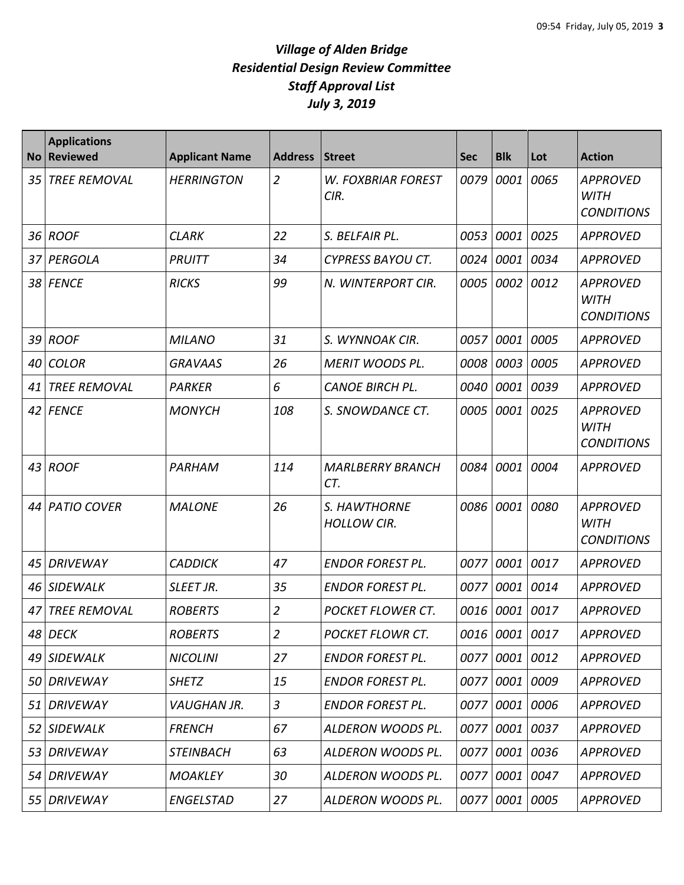# *Village of Alden Bridge*
# *Residential Design Review Committee*
# *Staff Approval List*
# *July 3, 2019*

| No | Applications Reviewed | Applicant Name | Address | Street | Sec | Blk | Lot | Action |
|---|---|---|---|---|---|---|---|---|
| *35* | *TREE REMOVAL* | *HERRINGTON* | *2* | *W. FOXBRIAR FOREST CIR.* | *0079* | *0001* | *0065* | *APPROVED WITH CONDITIONS* |
| *36* | *ROOF* | *CLARK* | *22* | *S. BELFAIR PL.* | *0053* | *0001* | *0025* | *APPROVED* |
| *37* | *PERGOLA* | *PRUITT* | *34* | *CYPRESS BAYOU CT.* | *0024* | *0001* | *0034* | *APPROVED* |
| *38* | *FENCE* | *RICKS* | *99* | *N. WINTERPORT CIR.* | *0005* | *0002* | *0012* | *APPROVED WITH CONDITIONS* |
| *39* | *ROOF* | *MILANO* | *31* | *S. WYNNOAK CIR.* | *0057* | *0001* | *0005* | *APPROVED* |
| *40* | *COLOR* | *GRAVAAS* | *26* | *MERIT WOODS PL.* | *0008* | *0003* | *0005* | *APPROVED* |
| *41* | *TREE REMOVAL* | *PARKER* | *6* | *CANOE BIRCH PL.* | *0040* | *0001* | *0039* | *APPROVED* |
| *42* | *FENCE* | *MONYCH* | *108* | *S. SNOWDANCE CT.* | *0005* | *0001* | *0025* | *APPROVED WITH CONDITIONS* |
| *43* | *ROOF* | *PARHAM* | *114* | *MARLBERRY BRANCH CT.* | *0084* | *0001* | *0004* | *APPROVED* |
| *44* | *PATIO COVER* | *MALONE* | *26* | *S. HAWTHORNE HOLLOW CIR.* | *0086* | *0001* | *0080* | *APPROVED WITH CONDITIONS* |
| *45* | *DRIVEWAY* | *CADDICK* | *47* | *ENDOR FOREST PL.* | *0077* | *0001* | *0017* | *APPROVED* |
| *46* | *SIDEWALK* | *SLEET JR.* | *35* | *ENDOR FOREST PL.* | *0077* | *0001* | *0014* | *APPROVED* |
| *47* | *TREE REMOVAL* | *ROBERTS* | *2* | *POCKET FLOWER CT.* | *0016* | *0001* | *0017* | *APPROVED* |
| *48* | *DECK* | *ROBERTS* | *2* | *POCKET FLOWR CT.* | *0016* | *0001* | *0017* | *APPROVED* |
| *49* | *SIDEWALK* | *NICOLINI* | *27* | *ENDOR FOREST PL.* | *0077* | *0001* | *0012* | *APPROVED* |
| *50* | *DRIVEWAY* | *SHETZ* | *15* | *ENDOR FOREST PL.* | *0077* | *0001* | *0009* | *APPROVED* |
| *51* | *DRIVEWAY* | *VAUGHAN JR.* | *3* | *ENDOR FOREST PL.* | *0077* | *0001* | *0006* | *APPROVED* |
| *52* | *SIDEWALK* | *FRENCH* | *67* | *ALDERON WOODS PL.* | *0077* | *0001* | *0037* | *APPROVED* |
| *53* | *DRIVEWAY* | *STEINBACH* | *63* | *ALDERON WOODS PL.* | *0077* | *0001* | *0036* | *APPROVED* |
| *54* | *DRIVEWAY* | *MOAKLEY* | *30* | *ALDERON WOODS PL.* | *0077* | *0001* | *0047* | *APPROVED* |
| *55* | *DRIVEWAY* | *ENGELSTAD* | *27* | *ALDERON WOODS PL.* | *0077* | *0001* | *0005* | *APPROVED* |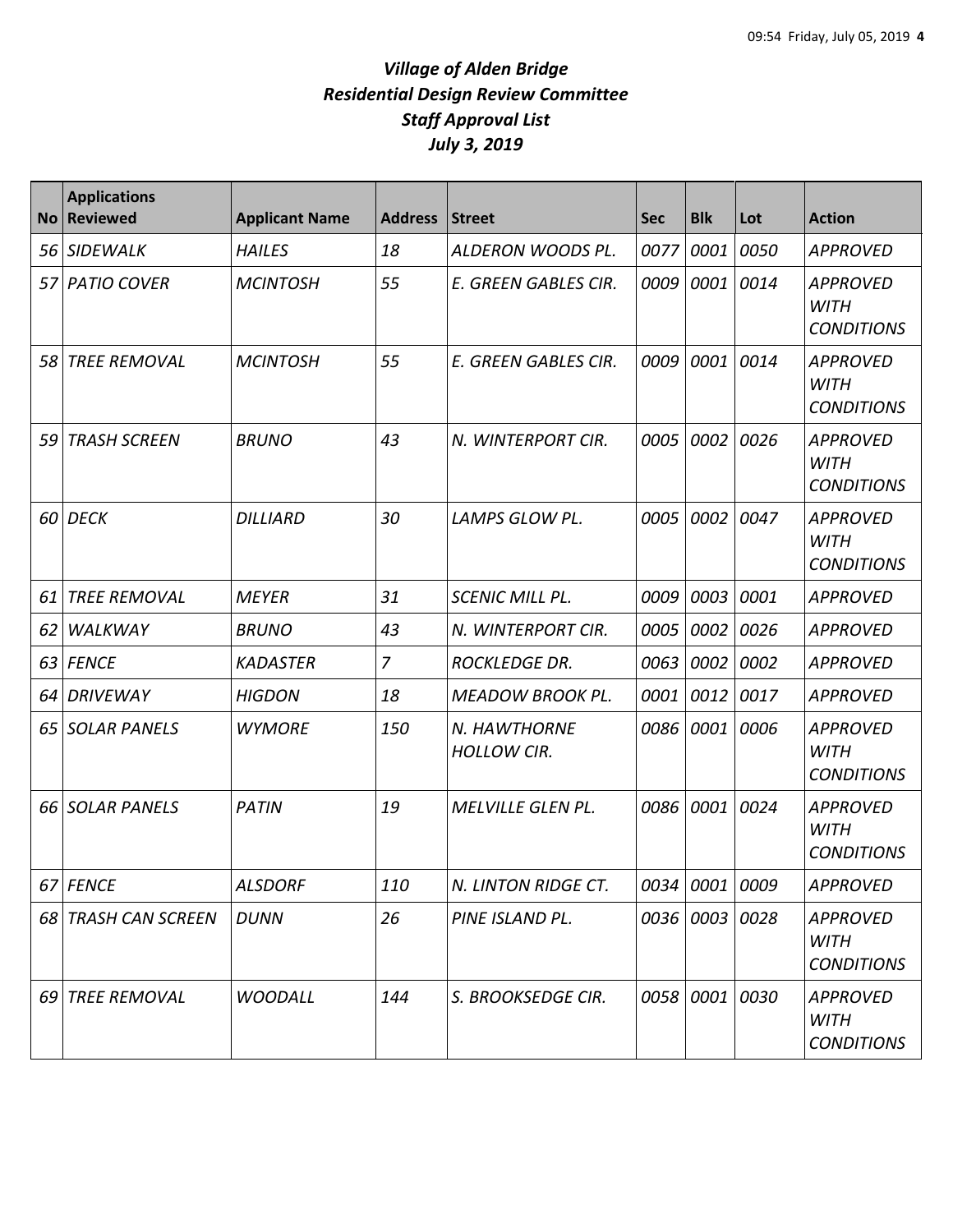# *Village of Alden Bridge*
# *Residential Design Review Committee*
# *Staff Approval List*
# *July 3, 2019*

| No | Applications Reviewed | Applicant Name | Address | Street | Sec | Blk | Lot | Action |
|---|---|---|---|---|---|---|---|---|
| 56 | SIDEWALK | HAILES | 18 | ALDERON WOODS PL. | 0077 | 0001 | 0050 | APPROVED |
| 57 | PATIO COVER | MCINTOSH | 55 | E. GREEN GABLES CIR. | 0009 | 0001 | 0014 | APPROVED WITH CONDITIONS |
| 58 | TREE REMOVAL | MCINTOSH | 55 | E. GREEN GABLES CIR. | 0009 | 0001 | 0014 | APPROVED WITH CONDITIONS |
| 59 | TRASH SCREEN | BRUNO | 43 | N. WINTERPORT CIR. | 0005 | 0002 | 0026 | APPROVED WITH CONDITIONS |
| 60 | DECK | DILLIARD | 30 | LAMPS GLOW PL. | 0005 | 0002 | 0047 | APPROVED WITH CONDITIONS |
| 61 | TREE REMOVAL | MEYER | 31 | SCENIC MILL PL. | 0009 | 0003 | 0001 | APPROVED |
| 62 | WALKWAY | BRUNO | 43 | N. WINTERPORT CIR. | 0005 | 0002 | 0026 | APPROVED |
| 63 | FENCE | KADASTER | 7 | ROCKLEDGE DR. | 0063 | 0002 | 0002 | APPROVED |
| 64 | DRIVEWAY | HIGDON | 18 | MEADOW BROOK PL. | 0001 | 0012 | 0017 | APPROVED |
| 65 | SOLAR PANELS | WYMORE | 150 | N. HAWTHORNE HOLLOW CIR. | 0086 | 0001 | 0006 | APPROVED WITH CONDITIONS |
| 66 | SOLAR PANELS | PATIN | 19 | MELVILLE GLEN PL. | 0086 | 0001 | 0024 | APPROVED WITH CONDITIONS |
| 67 | FENCE | ALSDORF | 110 | N. LINTON RIDGE CT. | 0034 | 0001 | 0009 | APPROVED |
| 68 | TRASH CAN SCREEN | DUNN | 26 | PINE ISLAND PL. | 0036 | 0003 | 0028 | APPROVED WITH CONDITIONS |
| 69 | TREE REMOVAL | WOODALL | 144 | S. BROOKSEDGE CIR. | 0058 | 0001 | 0030 | APPROVED WITH CONDITIONS |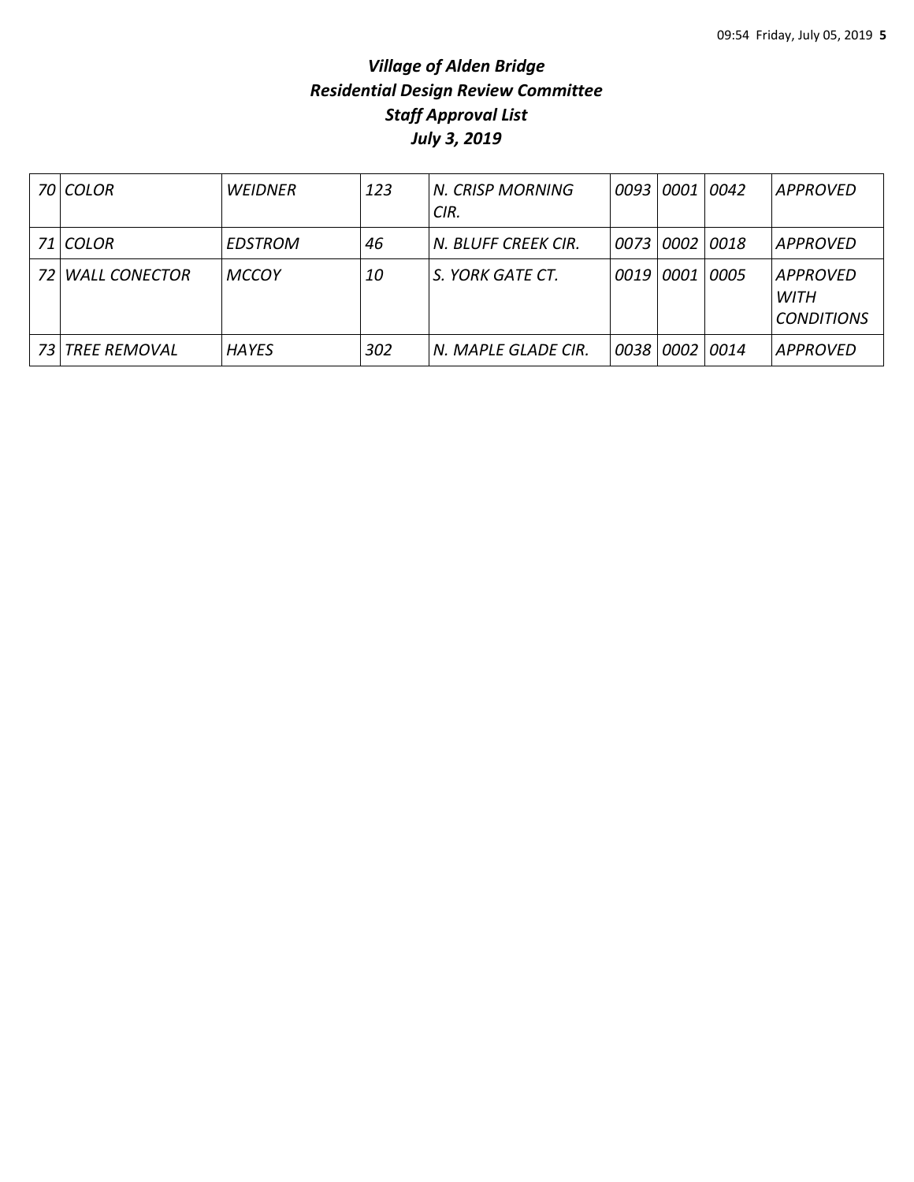# *Village of Alden Bridge*
## *Residential Design Review Committee*
### *Staff Approval List*
### *July 3, 2019*

| | | | | | | | | |
|---|---|---|---|---|---|---|---|---|
| *70* | *COLOR* | *WEIDNER* | *123* | *N. CRISP MORNING CIR.* | *0093* | *0001* | *0042* | *APPROVED* |
| *71* | *COLOR* | *EDSTROM* | *46* | *N. BLUFF CREEK CIR.* | *0073* | *0002* | *0018* | *APPROVED* |
| *72* | *WALL CONECTOR* | *MCCOY* | *10* | *S. YORK GATE CT.* | *0019* | *0001* | *0005* | *APPROVED WITH CONDITIONS* |
| *73* | *TREE REMOVAL* | *HAYES* | *302* | *N. MAPLE GLADE CIR.* | *0038* | *0002* | *0014* | *APPROVED* |